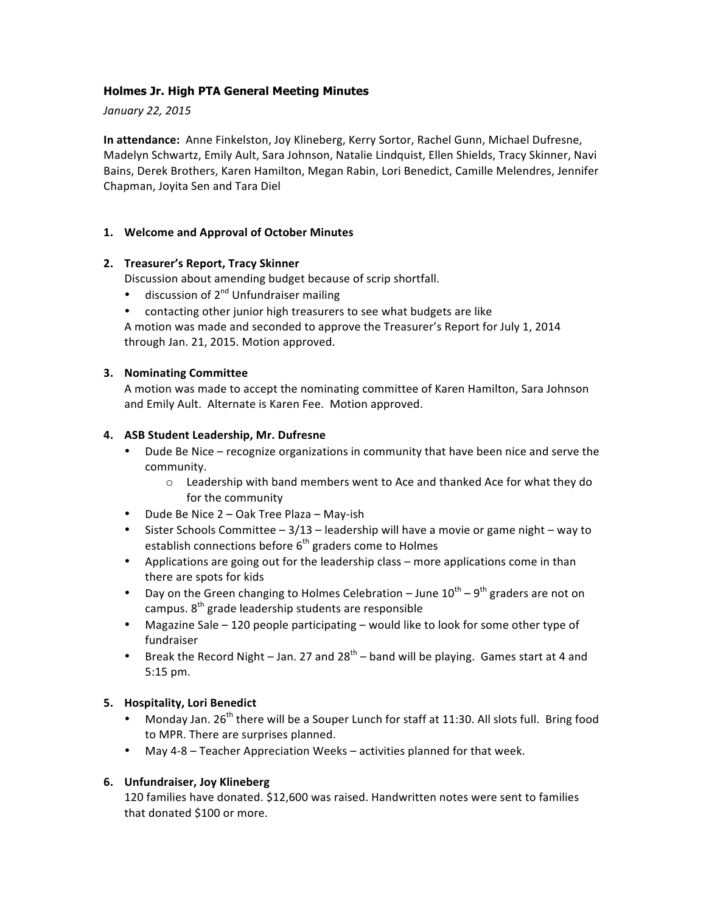**Holmes Jr. High PTA General Meeting Minutes**

*January 22, 2015*

**In attendance:** Anne Finkelston, Joy Klineberg, Kerry Sortor, Rachel Gunn, Michael Dufresne, Madelyn Schwartz, Emily Ault, Sara Johnson, Natalie Lindquist, Ellen Shields, Tracy Skinner, Navi Bains, Derek Brothers, Karen Hamilton, Megan Rabin, Lori Benedict, Camille Melendres, Jennifer Chapman, Joyita Sen and Tara Diel

1. **Welcome and Approval of October Minutes**

2. **Treasurer's Report, Tracy Skinner**

   Discussion about amending budget because of scrip shortfall.
   - discussion of 2nd Unfundraiser mailing
   - contacting other junior high treasurers to see what budgets are like

   A motion was made and seconded to approve the Treasurer's Report for July 1, 2014 through Jan. 21, 2015. Motion approved.

3. **Nominating Committee**

   A motion was made to accept the nominating committee of Karen Hamilton, Sara Johnson and Emily Ault. Alternate is Karen Fee. Motion approved.

4. **ASB Student Leadership, Mr. Dufresne**
   - Dude Be Nice – recognize organizations in community that have been nice and serve the community.
     - Leadership with band members went to Ace and thanked Ace for what they do for the community
   - Dude Be Nice 2 – Oak Tree Plaza – May-ish
   - Sister Schools Committee – 3/13 – leadership will have a movie or game night – way to establish connections before 6th graders come to Holmes
   - Applications are going out for the leadership class – more applications come in than there are spots for kids
   - Day on the Green changing to Holmes Celebration – June 10th – 9th graders are not on campus. 8th grade leadership students are responsible
   - Magazine Sale – 120 people participating – would like to look for some other type of fundraiser
   - Break the Record Night – Jan. 27 and 28th – band will be playing. Games start at 4 and 5:15 pm.

5. **Hospitality, Lori Benedict**
   - Monday Jan. 26th there will be a Souper Lunch for staff at 11:30. All slots full. Bring food to MPR. There are surprises planned.
   - May 4-8 – Teacher Appreciation Weeks – activities planned for that week.

6. **Unfundraiser, Joy Klineberg**

   120 families have donated. $12,600 was raised. Handwritten notes were sent to families that donated $100 or more.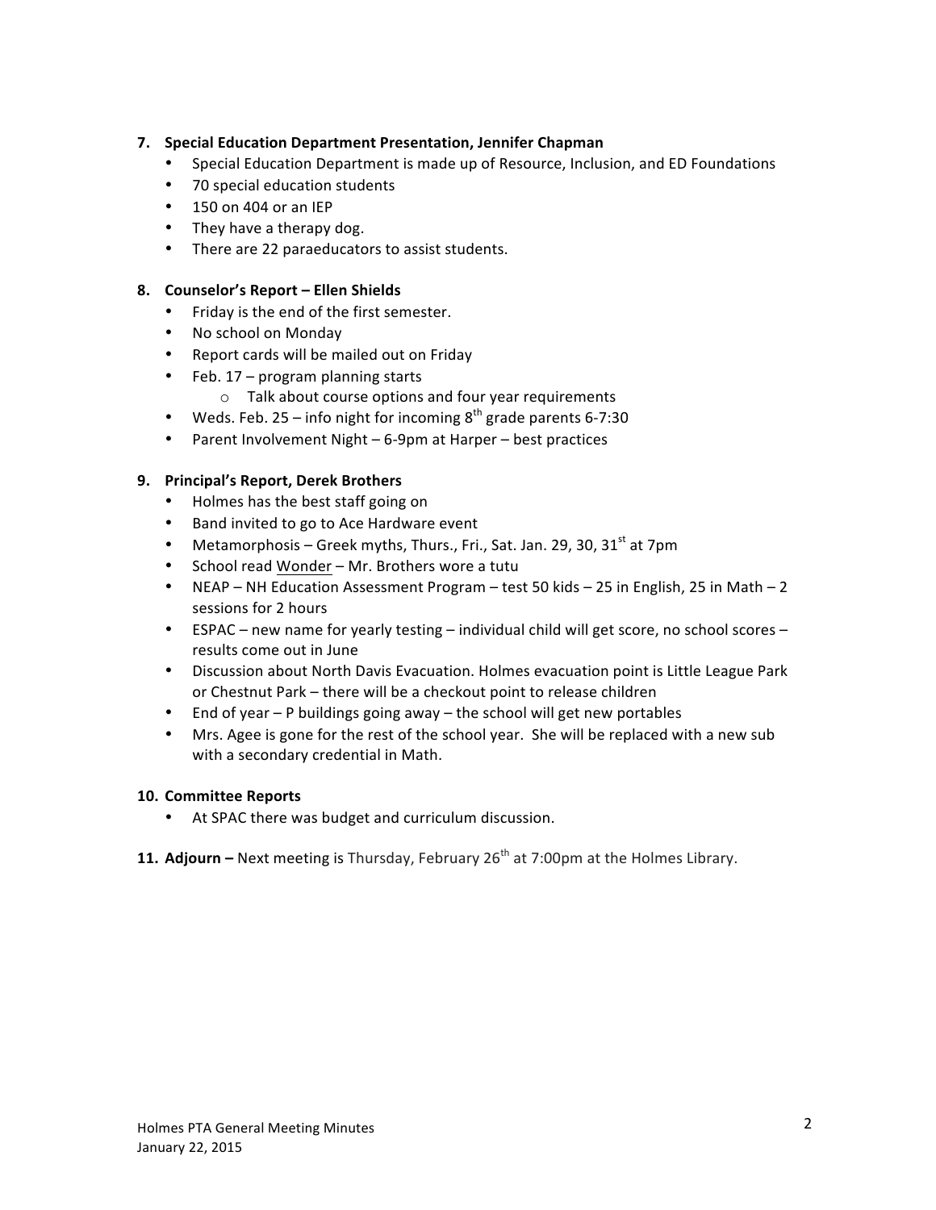7. **Special Education Department Presentation, Jennifer Chapman**
   - Special Education Department is made up of Resource, Inclusion, and ED Foundations
   - 70 special education students
   - 150 on 404 or an IEP
   - They have a therapy dog.
   - There are 22 paraeducators to assist students.

8. **Counselor's Report – Ellen Shields**
   - Friday is the end of the first semester.
   - No school on Monday
   - Report cards will be mailed out on Friday
   - Feb. 17 – program planning starts
     - Talk about course options and four year requirements
   - Weds. Feb. 25 – info night for incoming 8th grade parents 6-7:30
   - Parent Involvement Night – 6-9pm at Harper – best practices

9. **Principal's Report, Derek Brothers**
   - Holmes has the best staff going on
   - Band invited to go to Ace Hardware event
   - Metamorphosis – Greek myths, Thurs., Fri., Sat. Jan. 29, 30, 31st at 7pm
   - School read Wonder – Mr. Brothers wore a tutu
   - NEAP – NH Education Assessment Program – test 50 kids – 25 in English, 25 in Math – 2 sessions for 2 hours
   - ESPAC – new name for yearly testing – individual child will get score, no school scores – results come out in June
   - Discussion about North Davis Evacuation. Holmes evacuation point is Little League Park or Chestnut Park – there will be a checkout point to release children
   - End of year – P buildings going away – the school will get new portables
   - Mrs. Agee is gone for the rest of the school year. She will be replaced with a new sub with a secondary credential in Math.

10. **Committee Reports**
    - At SPAC there was budget and curriculum discussion.

11. **Adjourn –** Next meeting is Thursday, February 26th at 7:00pm at the Holmes Library.